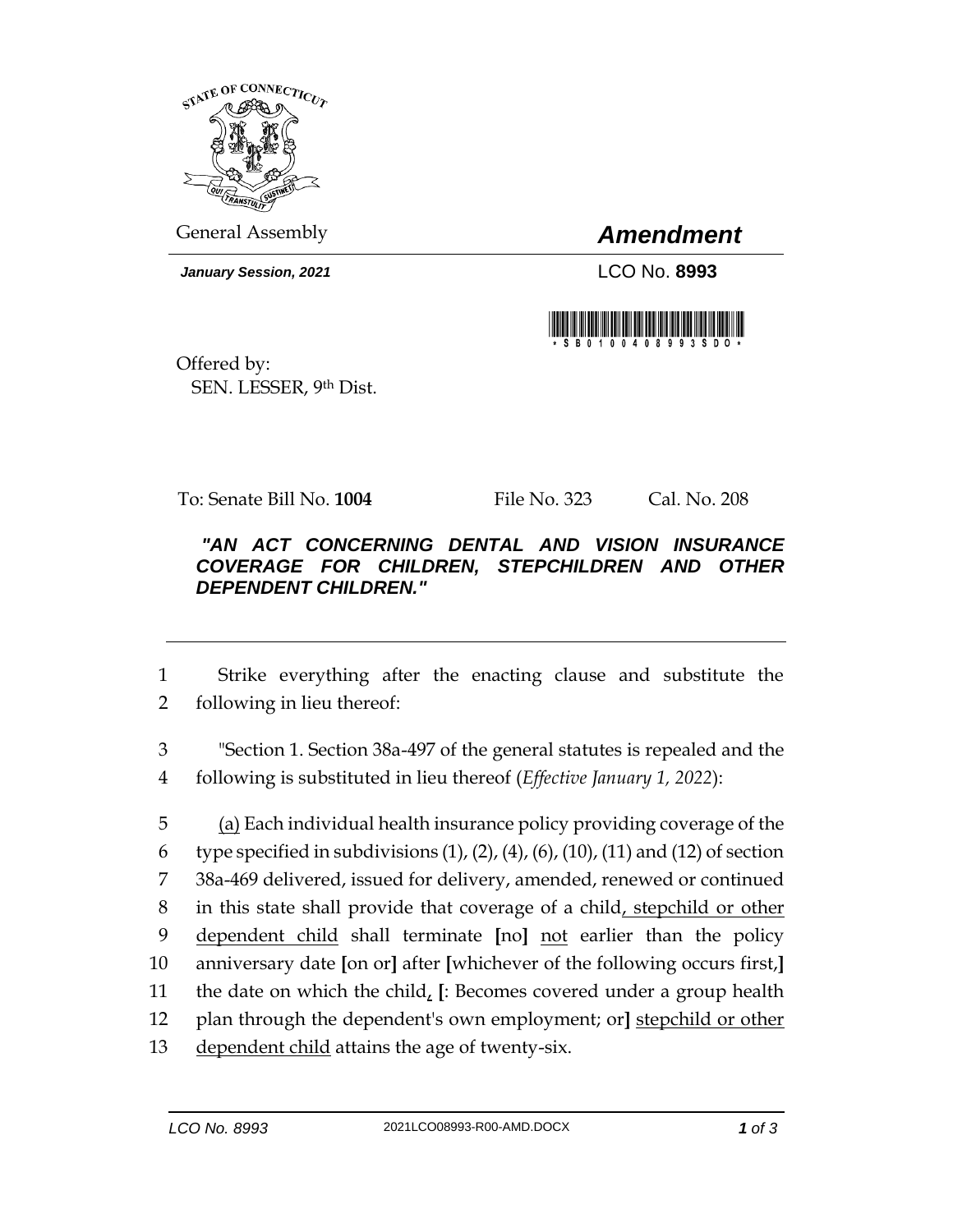General Assembly

# *Amendment*

***January Session, 2021***

LCO No. **8993**

Offered by:
SEN. LESSER, 9th Dist.

To: Senate Bill No. **1004** File No. 323 Cal. No. 208

***"AN ACT CONCERNING DENTAL AND VISION INSURANCE COVERAGE FOR CHILDREN, STEPCHILDREN AND OTHER DEPENDENT CHILDREN."***

---

1 Strike everything after the enacting clause and substitute the
2 following in lieu thereof:

3 "Section 1. Section 38a-497 of the general statutes is repealed and the
4 following is substituted in lieu thereof (*Effective January 1, 2022*):

5 <u>(a)</u> Each individual health insurance policy providing coverage of the
6 type specified in subdivisions (1), (2), (4), (6), (10), (11) and (12) of section
7 38a-469 delivered, issued for delivery, amended, renewed or continued
8 in this state shall provide that coverage of a child<u>, stepchild or other</u>
9 <u>dependent child</u> shall terminate **[**no**]** <u>not</u> earlier than the policy
10 anniversary date **[**on or**]** after **[**whichever of the following occurs first,**]**
11 the date on which the child<u>,</u> **[**: Becomes covered under a group health
12 plan through the dependent's own employment; or**]** <u>stepchild or other</u>
13 <u>dependent child</u> attains the age of twenty-six.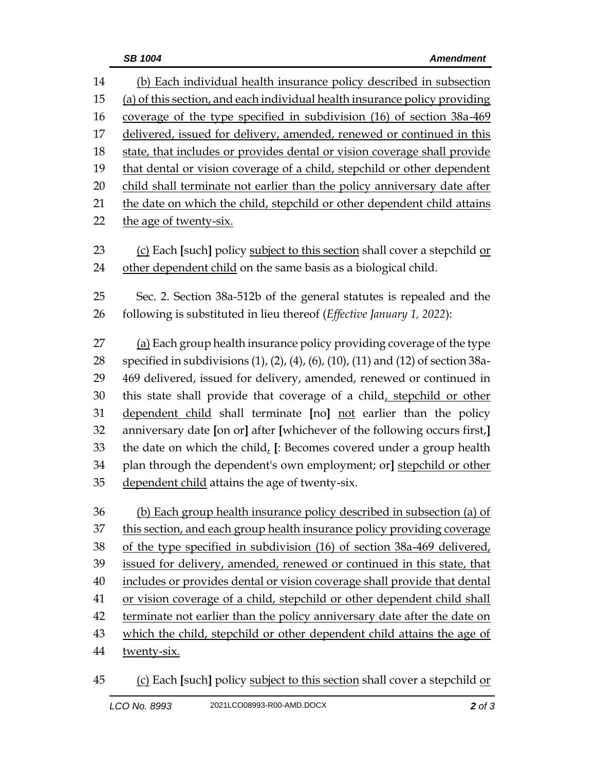(b) Each individual health insurance policy described in subsection (a) of this section, and each individual health insurance policy providing coverage of the type specified in subdivision (16) of section 38a-469 delivered, issued for delivery, amended, renewed or continued in this state, that includes or provides dental or vision coverage shall provide that dental or vision coverage of a child, stepchild or other dependent child shall terminate not earlier than the policy anniversary date after the date on which the child, stepchild or other dependent child attains the age of twenty-six.

(c) Each [such] policy subject to this section shall cover a stepchild or other dependent child on the same basis as a biological child.

Sec. 2. Section 38a-512b of the general statutes is repealed and the following is substituted in lieu thereof (*Effective January 1, 2022*):

(a) Each group health insurance policy providing coverage of the type specified in subdivisions (1), (2), (4), (6), (10), (11) and (12) of section 38a-469 delivered, issued for delivery, amended, renewed or continued in this state shall provide that coverage of a child, stepchild or other dependent child shall terminate [no] not earlier than the policy anniversary date [on or] after [whichever of the following occurs first,] the date on which the child, [: Becomes covered under a group health plan through the dependent's own employment; or] stepchild or other dependent child attains the age of twenty-six.

(b) Each group health insurance policy described in subsection (a) of this section, and each group health insurance policy providing coverage of the type specified in subdivision (16) of section 38a-469 delivered, issued for delivery, amended, renewed or continued in this state, that includes or provides dental or vision coverage shall provide that dental or vision coverage of a child, stepchild or other dependent child shall terminate not earlier than the policy anniversary date after the date on which the child, stepchild or other dependent child attains the age of twenty-six.

(c) Each [such] policy subject to this section shall cover a stepchild or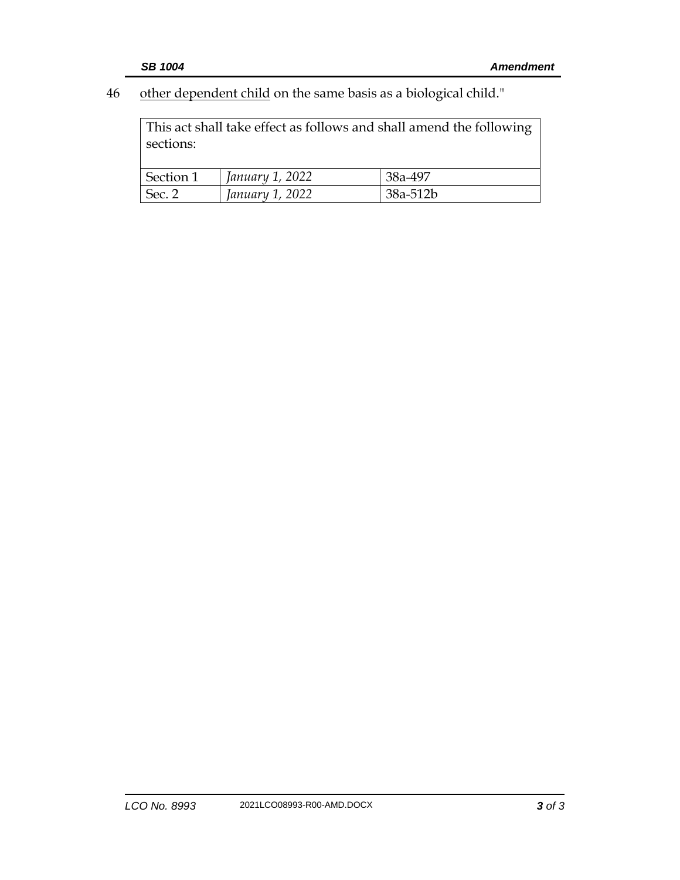46 <u>other dependent child</u> on the same basis as a biological child."

| This act shall take effect as follows and shall amend the following sections: | | |
| --- | --- | --- |
| Section 1 | *January 1, 2022* | 38a-497 |
| Sec. 2 | *January 1, 2022* | 38a-512b |